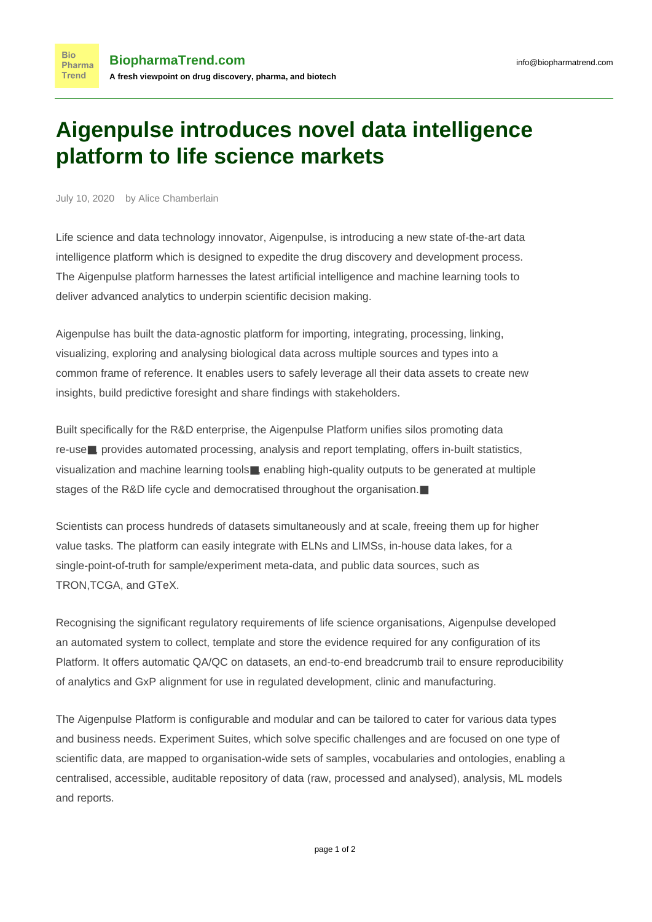# Aigenpulse introduces novel data intelligence platform to life science markets

July 10, 2020 by Alice Chamberlain

Life science and data technology innovator, Aigenpulse, is introducing a new state of-the-art data intelligence platform which is designed to expedite the drug discovery and development process. The Aigenpulse platform harnesses the latest artificial intelligence and machine learning tools to deliver advanced analytics to underpin scientific decision making.

Aigenpulse has built the data-agnostic platform for importing, integrating, processing, linking, visualizing, exploring and analysing biological data across multiple sources and types into a common frame of reference. It enables users to safely leverage all their data assets to create new insights, build predictive foresight and share findings with stakeholders.

Built specifically for the R&D enterprise, the Aigenpulse Platform unifies silos promoting data re-use■, provides automated processing, analysis and report templating, offers in-built statistics, visualization and machine learning tools■, enabling high-quality outputs to be generated at multiple stages of the R&D life cycle and democratised throughout the organisation.■

Scientists can process hundreds of datasets simultaneously and at scale, freeing them up for higher value tasks. The platform can easily integrate with ELNs and LIMSs, in-house data lakes, for a single-point-of-truth for sample/experiment meta-data, and public data sources, such as TRON,TCGA, and GTeX.

Recognising the significant regulatory requirements of life science organisations, Aigenpulse developed an automated system to collect, template and store the evidence required for any configuration of its Platform. It offers automatic QA/QC on datasets, an end-to-end breadcrumb trail to ensure reproducibility of analytics and GxP alignment for use in regulated development, clinic and manufacturing.

The Aigenpulse Platform is configurable and modular and can be tailored to cater for various data types and business needs. Experiment Suites, which solve specific challenges and are focused on one type of scientific data, are mapped to organisation-wide sets of samples, vocabularies and ontologies, enabling a centralised, accessible, auditable repository of data (raw, processed and analysed), analysis, ML models and reports.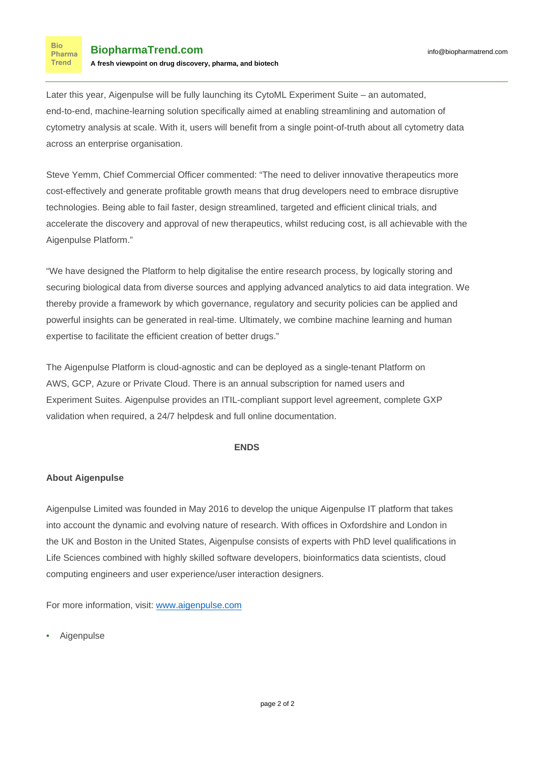Later this year, Aigenpulse will be fully launching its CytoML Experiment Suite – an automated, end-to-end, machine-learning solution specifically aimed at enabling streamlining and automation of cytometry analysis at scale. With it, users will benefit from a single point-of-truth about all cytometry data across an enterprise organisation.

Steve Yemm, Chief Commercial Officer commented: “The need to deliver innovative therapeutics more cost-effectively and generate profitable growth means that drug developers need to embrace disruptive technologies. Being able to fail faster, design streamlined, targeted and efficient clinical trials, and accelerate the discovery and approval of new therapeutics, whilst reducing cost, is all achievable with the Aigenpulse Platform.”

“We have designed the Platform to help digitalise the entire research process, by logically storing and securing biological data from diverse sources and applying advanced analytics to aid data integration. We thereby provide a framework by which governance, regulatory and security policies can be applied and powerful insights can be generated in real-time. Ultimately, we combine machine learning and human expertise to facilitate the efficient creation of better drugs.”

The Aigenpulse Platform is cloud-agnostic and can be deployed as a single-tenant Platform on AWS, GCP, Azure or Private Cloud. There is an annual subscription for named users and Experiment Suites. Aigenpulse provides an ITIL-compliant support level agreement, complete GXP validation when required, a 24/7 helpdesk and full online documentation.

**ENDS**

**About Aigenpulse**

Aigenpulse Limited was founded in May 2016 to develop the unique Aigenpulse IT platform that takes into account the dynamic and evolving nature of research. With offices in Oxfordshire and London in the UK and Boston in the United States, Aigenpulse consists of experts with PhD level qualifications in Life Sciences combined with highly skilled software developers, bioinformatics data scientists, cloud computing engineers and user experience/user interaction designers.

For more information, visit: [www.aigenpulse.com](http://www.aigenpulse.com)

- Aigenpulse